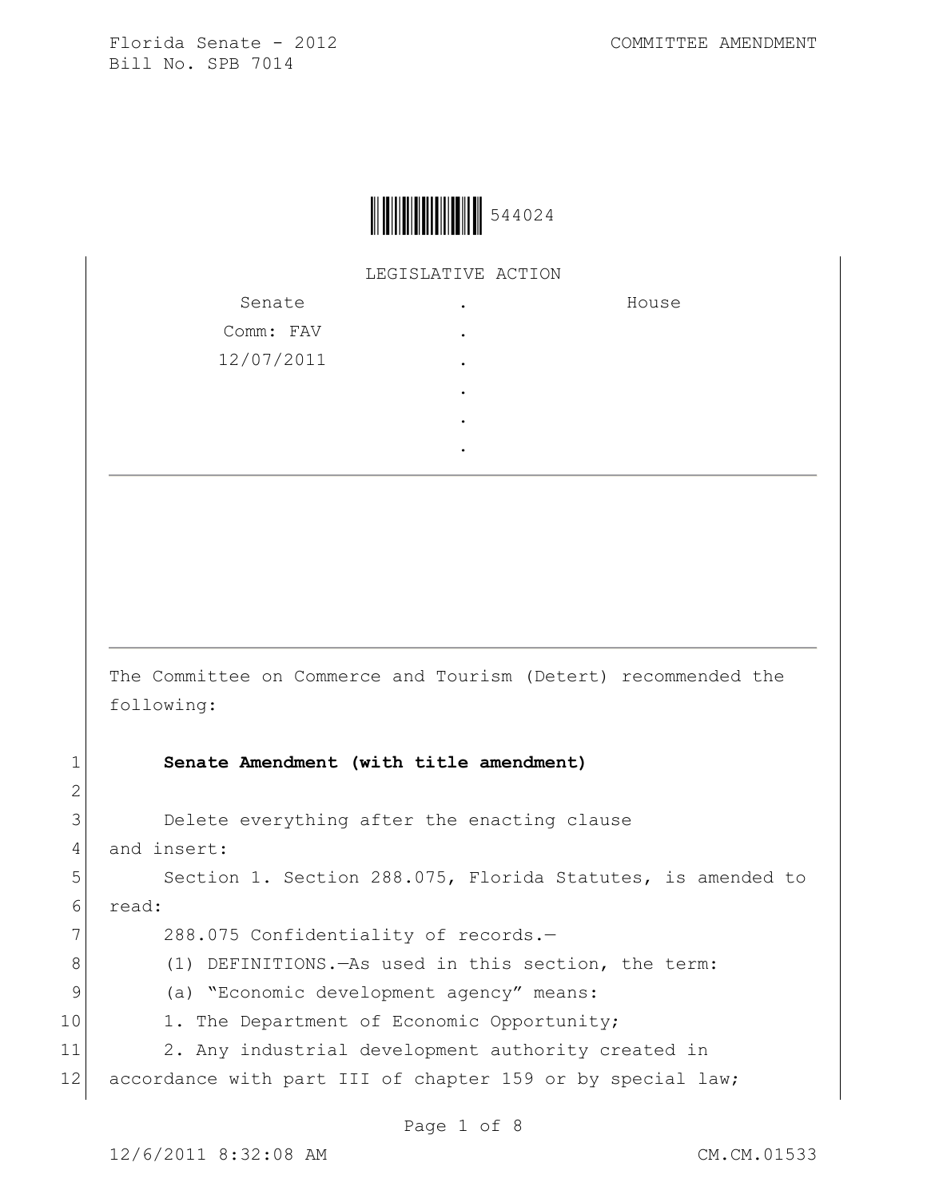Florida Senate - 2012 COMMITTEE AMENDMENT
Bill No. SPB 7014

544024

LEGISLATIVE ACTION

| Senate | . | House |
|---|---|---|
| Comm: FAV | . | |
| 12/07/2011 | . | |
| | . | |
| | . | |
| | . | |

The Committee on Commerce and Tourism (Detert) recommended the following:

**Senate Amendment (with title amendment)**

Delete everything after the enacting clause and insert:

Section 1. Section 288.075, Florida Statutes, is amended to read:

288.075 Confidentiality of records.—

(1) DEFINITIONS.—As used in this section, the term:

(a) "Economic development agency" means:

1. The Department of Economic Opportunity;

2. Any industrial development authority created in accordance with part III of chapter 159 or by special law;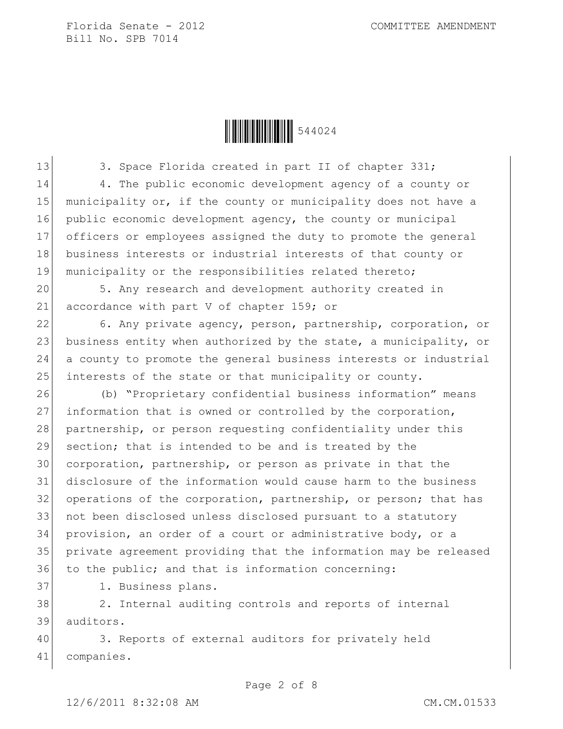3. Space Florida created in part II of chapter 331;

4. The public economic development agency of a county or municipality or, if the county or municipality does not have a public economic development agency, the county or municipal officers or employees assigned the duty to promote the general business interests or industrial interests of that county or municipality or the responsibilities related thereto;

5. Any research and development authority created in accordance with part V of chapter 159; or

6. Any private agency, person, partnership, corporation, or business entity when authorized by the state, a municipality, or a county to promote the general business interests or industrial interests of the state or that municipality or county.

(b) "Proprietary confidential business information" means information that is owned or controlled by the corporation, partnership, or person requesting confidentiality under this section; that is intended to be and is treated by the corporation, partnership, or person as private in that the disclosure of the information would cause harm to the business operations of the corporation, partnership, or person; that has not been disclosed unless disclosed pursuant to a statutory provision, an order of a court or administrative body, or a private agreement providing that the information may be released to the public; and that is information concerning:

1. Business plans.

2. Internal auditing controls and reports of internal auditors.

3. Reports of external auditors for privately held companies.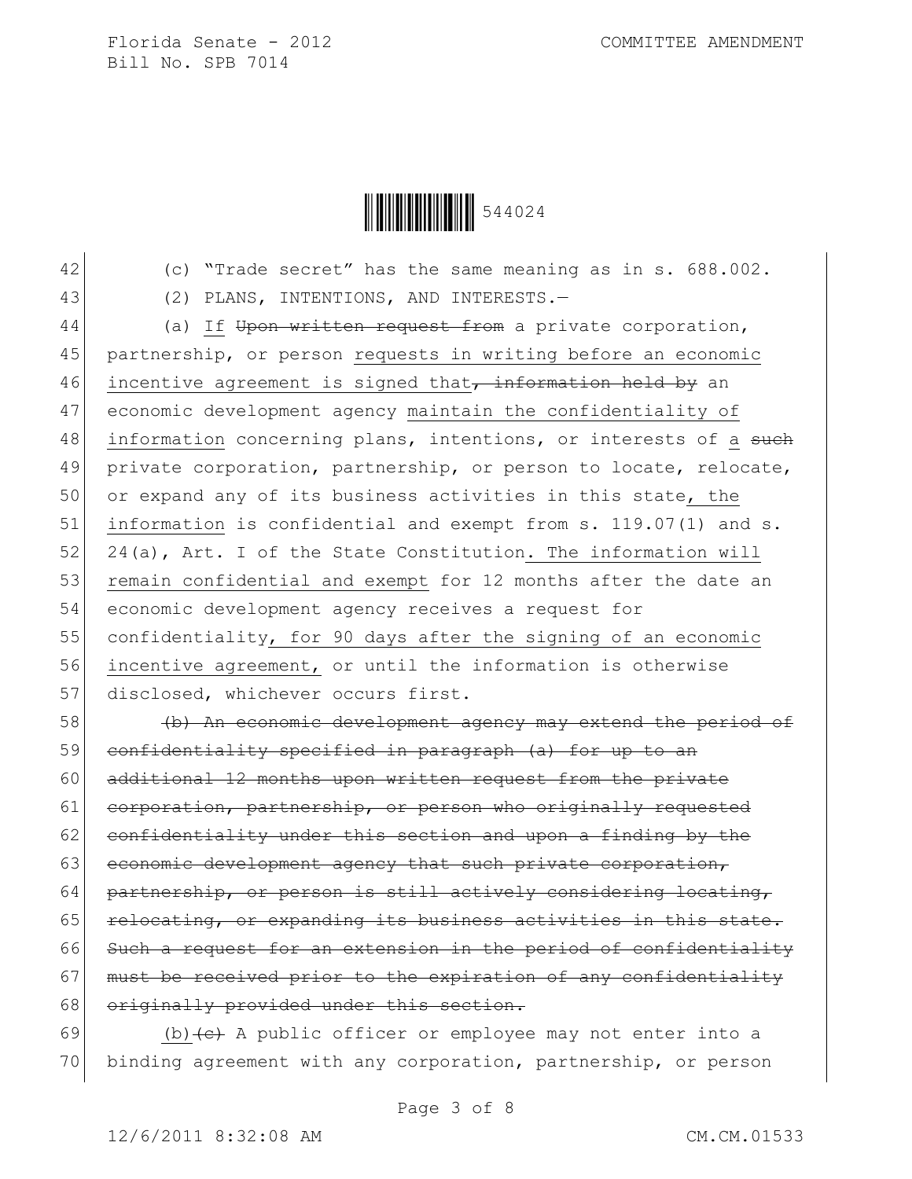42 (c) "Trade secret" has the same meaning as in s. 688.002.

43 (2) PLANS, INTENTIONS, AND INTERESTS.—

44 (a) If ~~Upon written request from~~ a private corporation,
45 partnership, or person requests in writing before an economic
46 incentive agreement is signed that~~, information held by~~ an
47 economic development agency maintain the confidentiality of
48 information concerning plans, intentions, or interests of a ~~such~~
49 private corporation, partnership, or person to locate, relocate,
50 or expand any of its business activities in this state, the
51 information is confidential and exempt from s. 119.07(1) and s.
52 24(a), Art. I of the State Constitution. The information will
53 remain confidential and exempt for 12 months after the date an
54 economic development agency receives a request for
55 confidentiality, for 90 days after the signing of an economic
56 incentive agreement, or until the information is otherwise
57 disclosed, whichever occurs first.

58 ~~(b) An economic development agency may extend the period of~~
59 ~~confidentiality specified in paragraph (a) for up to an~~
60 ~~additional 12 months upon written request from the private~~
61 ~~corporation, partnership, or person who originally requested~~
62 ~~confidentiality under this section and upon a finding by the~~
63 ~~economic development agency that such private corporation,~~
64 ~~partnership, or person is still actively considering locating,~~
65 ~~relocating, or expanding its business activities in this state.~~
66 ~~Such a request for an extension in the period of confidentiality~~
67 ~~must be received prior to the expiration of any confidentiality~~
68 ~~originally provided under this section.~~

69 (b)~~(c)~~ A public officer or employee may not enter into a
70 binding agreement with any corporation, partnership, or person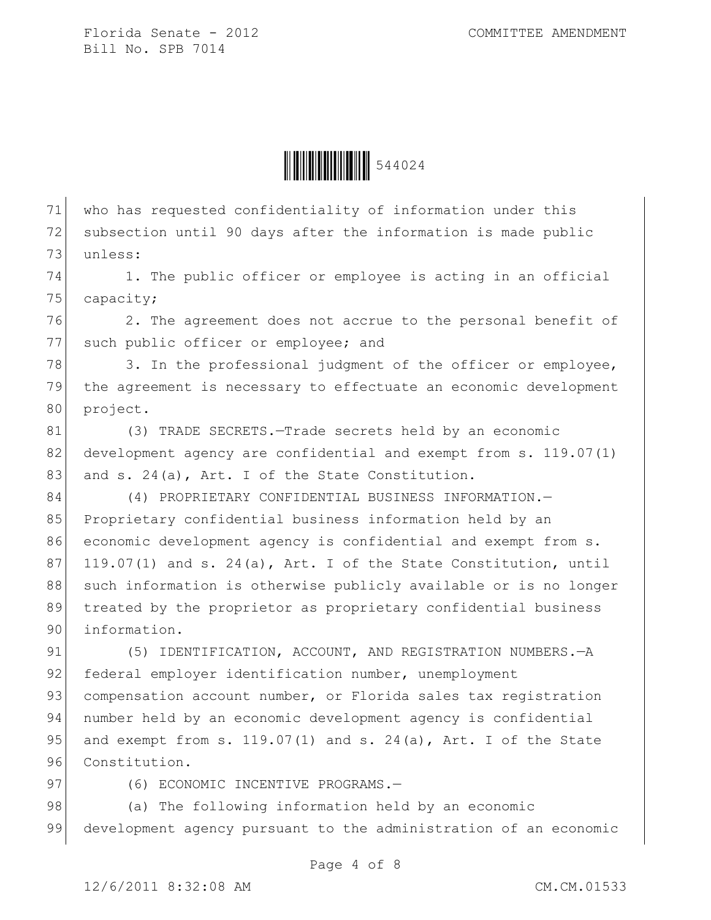who has requested confidentiality of information under this subsection until 90 days after the information is made public unless:

1. The public officer or employee is acting in an official capacity;

2. The agreement does not accrue to the personal benefit of such public officer or employee; and

3. In the professional judgment of the officer or employee, the agreement is necessary to effectuate an economic development project.

(3) TRADE SECRETS.—Trade secrets held by an economic development agency are confidential and exempt from s. 119.07(1) and s. 24(a), Art. I of the State Constitution.

(4) PROPRIETARY CONFIDENTIAL BUSINESS INFORMATION.—Proprietary confidential business information held by an economic development agency is confidential and exempt from s. 119.07(1) and s. 24(a), Art. I of the State Constitution, until such information is otherwise publicly available or is no longer treated by the proprietor as proprietary confidential business information.

(5) IDENTIFICATION, ACCOUNT, AND REGISTRATION NUMBERS.—A federal employer identification number, unemployment compensation account number, or Florida sales tax registration number held by an economic development agency is confidential and exempt from s. 119.07(1) and s. 24(a), Art. I of the State Constitution.

(6) ECONOMIC INCENTIVE PROGRAMS.—

(a) The following information held by an economic development agency pursuant to the administration of an economic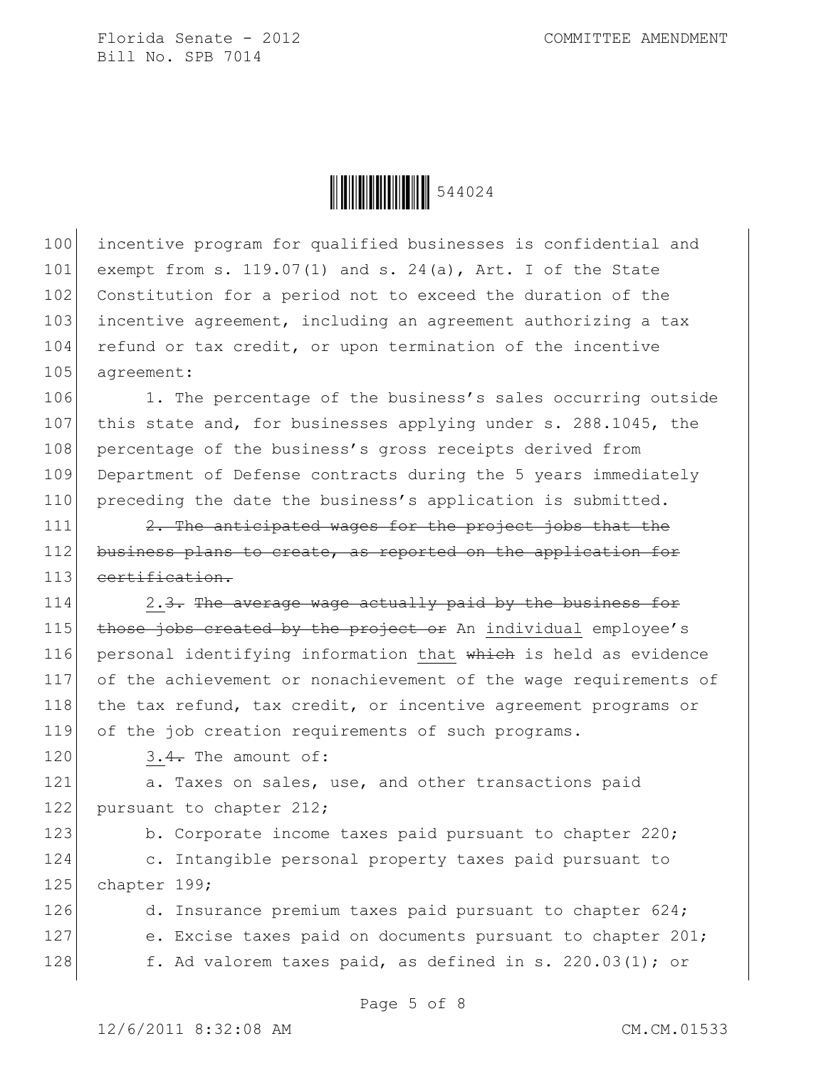incentive program for qualified businesses is confidential and exempt from s. 119.07(1) and s. 24(a), Art. I of the State Constitution for a period not to exceed the duration of the incentive agreement, including an agreement authorizing a tax refund or tax credit, or upon termination of the incentive agreement:

1. The percentage of the business's sales occurring outside this state and, for businesses applying under s. 288.1045, the percentage of the business's gross receipts derived from Department of Defense contracts during the 5 years immediately preceding the date the business's application is submitted.

~~2. The anticipated wages for the project jobs that the business plans to create, as reported on the application for certification.~~

2.~~3.~~ ~~The average wage actually paid by the business for those jobs created by the project or~~ An individual employee's personal identifying information that ~~which~~ is held as evidence of the achievement or nonachievement of the wage requirements of the tax refund, tax credit, or incentive agreement programs or of the job creation requirements of such programs.

3.~~4.~~ The amount of:

a. Taxes on sales, use, and other transactions paid pursuant to chapter 212;

b. Corporate income taxes paid pursuant to chapter 220;

c. Intangible personal property taxes paid pursuant to chapter 199;

d. Insurance premium taxes paid pursuant to chapter 624;

e. Excise taxes paid on documents pursuant to chapter 201;

f. Ad valorem taxes paid, as defined in s. 220.03(1); or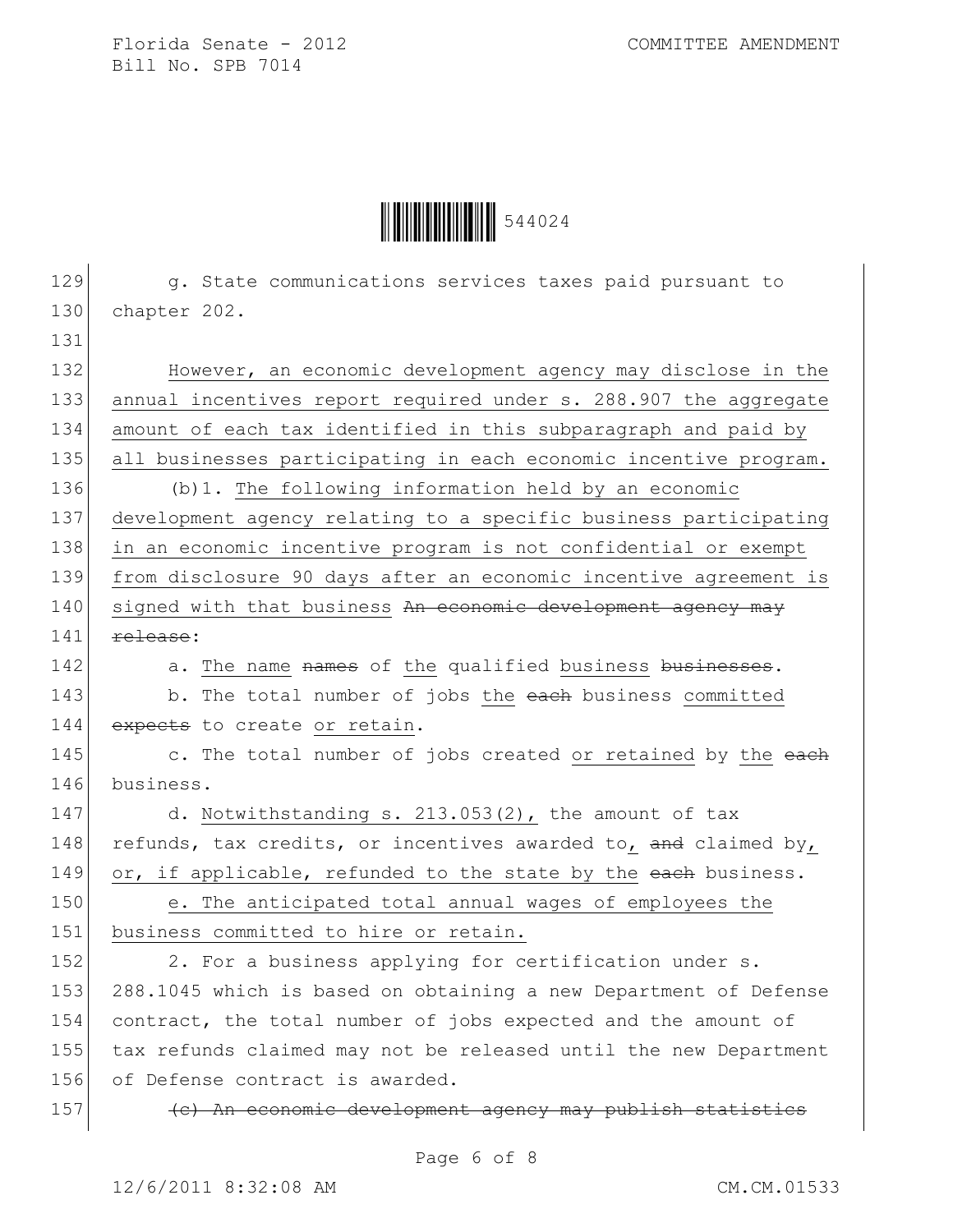g. State communications services taxes paid pursuant to chapter 202.

However, an economic development agency may disclose in the annual incentives report required under s. 288.907 the aggregate amount of each tax identified in this subparagraph and paid by all businesses participating in each economic incentive program.

(b)1. The following information held by an economic development agency relating to a specific business participating in an economic incentive program is not confidential or exempt from disclosure 90 days after an economic incentive agreement is signed with that business ~~An economic development agency may release~~:

a. The name ~~names~~ of the qualified business ~~businesses~~.

b. The total number of jobs the ~~each~~ business committed ~~expects~~ to create or retain.

c. The total number of jobs created or retained by the ~~each~~ business.

d. Notwithstanding s. 213.053(2), the amount of tax refunds, tax credits, or incentives awarded to, ~~and~~ claimed by, or, if applicable, refunded to the state by the ~~each~~ business.

e. The anticipated total annual wages of employees the business committed to hire or retain.

2. For a business applying for certification under s. 288.1045 which is based on obtaining a new Department of Defense contract, the total number of jobs expected and the amount of tax refunds claimed may not be released until the new Department of Defense contract is awarded.

~~(c) An economic development agency may publish statistics~~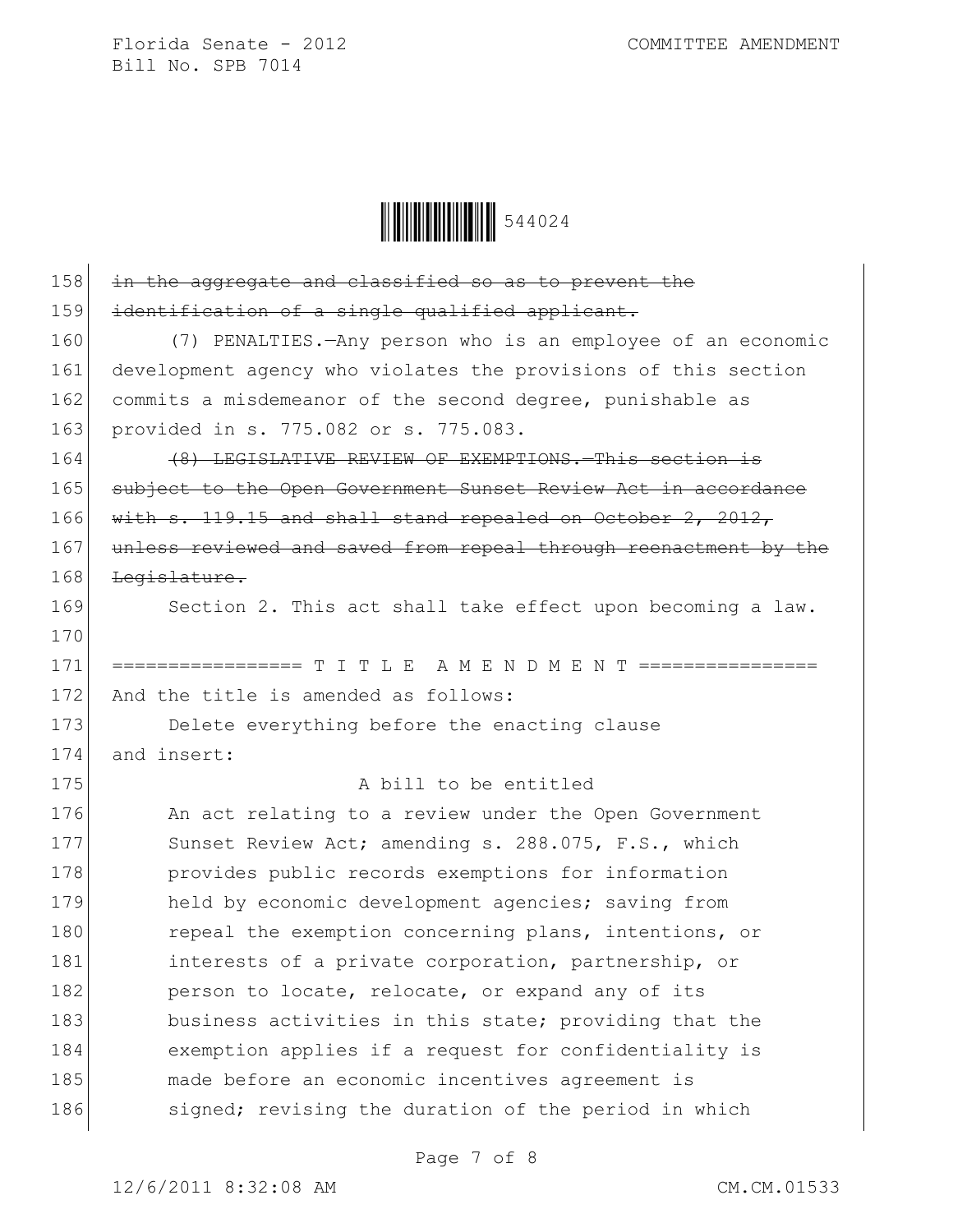~~in the aggregate and classified so as to prevent the identification of a single qualified applicant.~~

(7) PENALTIES.—Any person who is an employee of an economic development agency who violates the provisions of this section commits a misdemeanor of the second degree, punishable as provided in s. 775.082 or s. 775.083.

~~(8) LEGISLATIVE REVIEW OF EXEMPTIONS.—This section is subject to the Open Government Sunset Review Act in accordance with s. 119.15 and shall stand repealed on October 2, 2012, unless reviewed and saved from repeal through reenactment by the Legislature.~~

Section 2. This act shall take effect upon becoming a law.

================= T I T L E A M E N D M E N T ================

And the title is amended as follows:

Delete everything before the enacting clause and insert:

A bill to be entitled

An act relating to a review under the Open Government Sunset Review Act; amending s. 288.075, F.S., which provides public records exemptions for information held by economic development agencies; saving from repeal the exemption concerning plans, intentions, or interests of a private corporation, partnership, or person to locate, relocate, or expand any of its business activities in this state; providing that the exemption applies if a request for confidentiality is made before an economic incentives agreement is signed; revising the duration of the period in which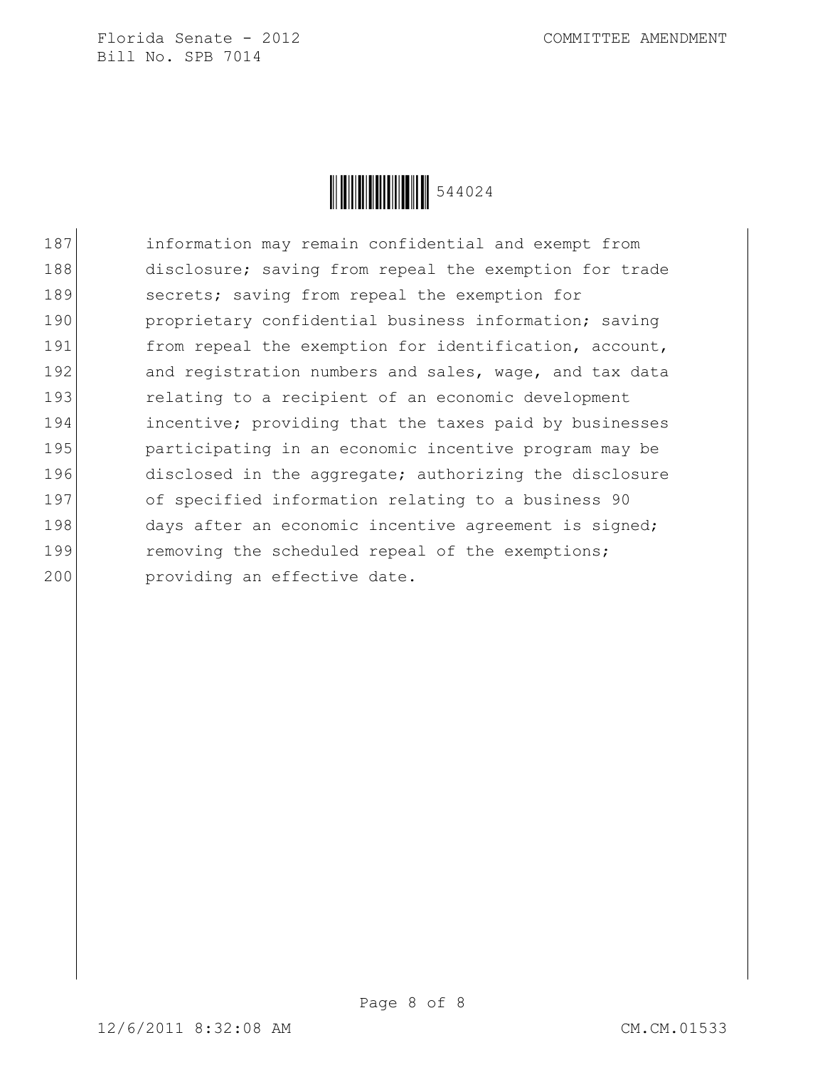187 information may remain confidential and exempt from
188 disclosure; saving from repeal the exemption for trade
189 secrets; saving from repeal the exemption for
190 proprietary confidential business information; saving
191 from repeal the exemption for identification, account,
192 and registration numbers and sales, wage, and tax data
193 relating to a recipient of an economic development
194 incentive; providing that the taxes paid by businesses
195 participating in an economic incentive program may be
196 disclosed in the aggregate; authorizing the disclosure
197 of specified information relating to a business 90
198 days after an economic incentive agreement is signed;
199 removing the scheduled repeal of the exemptions;
200 providing an effective date.